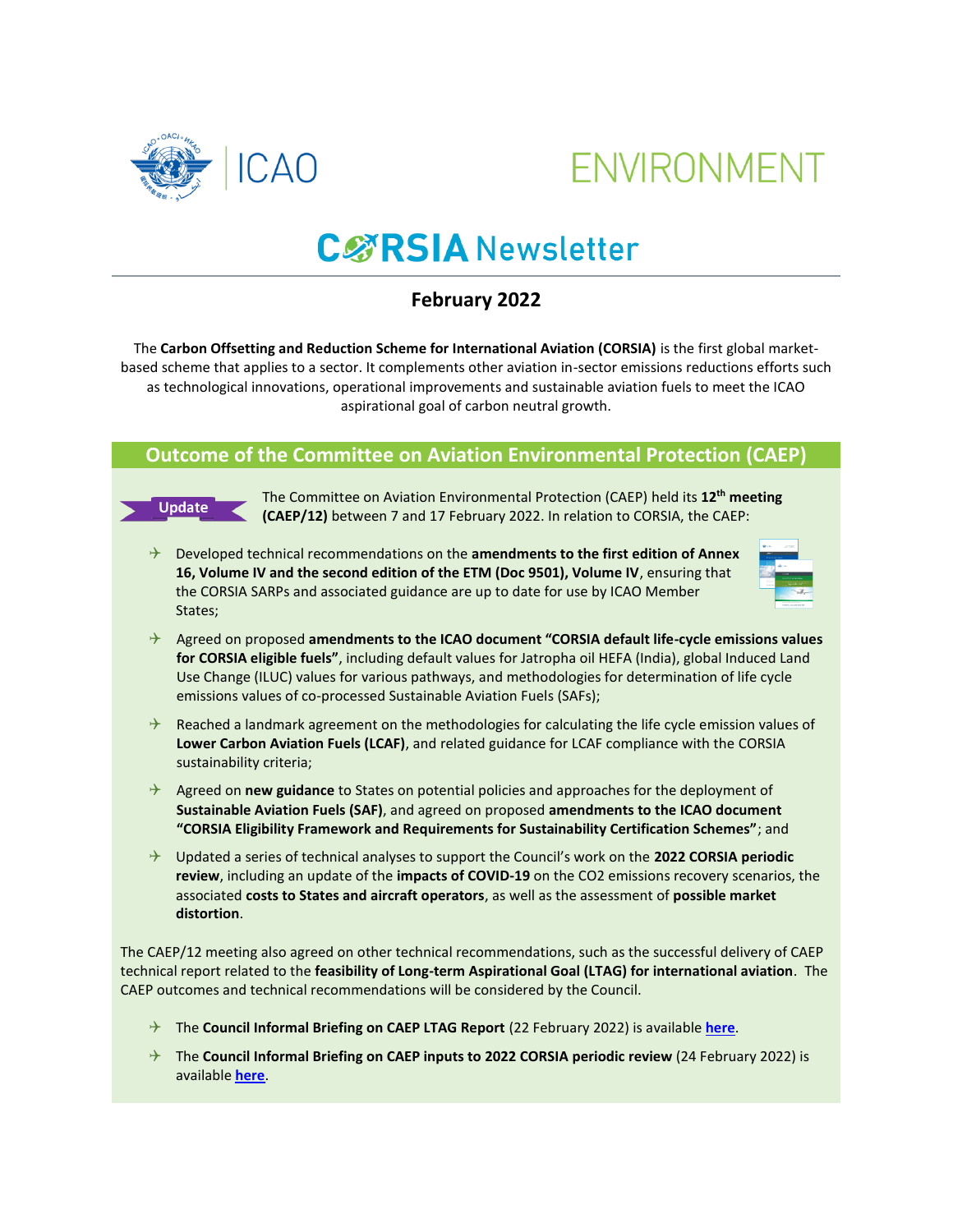ICAO ENVIRONMENT

# CORSIA Newsletter

## February 2022

The **Carbon Offsetting and Reduction Scheme for International Aviation (CORSIA)** is the first global market-based scheme that applies to a sector. It complements other aviation in-sector emissions reductions efforts such as technological innovations, operational improvements and sustainable aviation fuels to meet the ICAO aspirational goal of carbon neutral growth.

## Outcome of the Committee on Aviation Environmental Protection (CAEP)

**Update**

The Committee on Aviation Environmental Protection (CAEP) held its **12th meeting (CAEP/12)** between 7 and 17 February 2022. In relation to CORSIA, the CAEP:

- Developed technical recommendations on the **amendments to the first edition of Annex 16, Volume IV and the second edition of the ETM (Doc 9501), Volume IV**, ensuring that the CORSIA SARPs and associated guidance are up to date for use by ICAO Member States;
- Agreed on proposed **amendments to the ICAO document "CORSIA default life-cycle emissions values for CORSIA eligible fuels"**, including default values for Jatropha oil HEFA (India), global Induced Land Use Change (ILUC) values for various pathways, and methodologies for determination of life cycle emissions values of co-processed Sustainable Aviation Fuels (SAFs);
- Reached a landmark agreement on the methodologies for calculating the life cycle emission values of **Lower Carbon Aviation Fuels (LCAF)**, and related guidance for LCAF compliance with the CORSIA sustainability criteria;
- Agreed on **new guidance** to States on potential policies and approaches for the deployment of **Sustainable Aviation Fuels (SAF)**, and agreed on proposed **amendments to the ICAO document "CORSIA Eligibility Framework and Requirements for Sustainability Certification Schemes"**; and
- Updated a series of technical analyses to support the Council's work on the **2022 CORSIA periodic review**, including an update of the **impacts of COVID-19** on the CO2 emissions recovery scenarios, the associated **costs to States and aircraft operators**, as well as the assessment of **possible market distortion**.

The CAEP/12 meeting also agreed on other technical recommendations, such as the successful delivery of CAEP technical report related to the **feasibility of Long-term Aspirational Goal (LTAG) for international aviation**. The CAEP outcomes and technical recommendations will be considered by the Council.

- The **Council Informal Briefing on CAEP LTAG Report** (22 February 2022) is available **here**.
- The **Council Informal Briefing on CAEP inputs to 2022 CORSIA periodic review** (24 February 2022) is available **here**.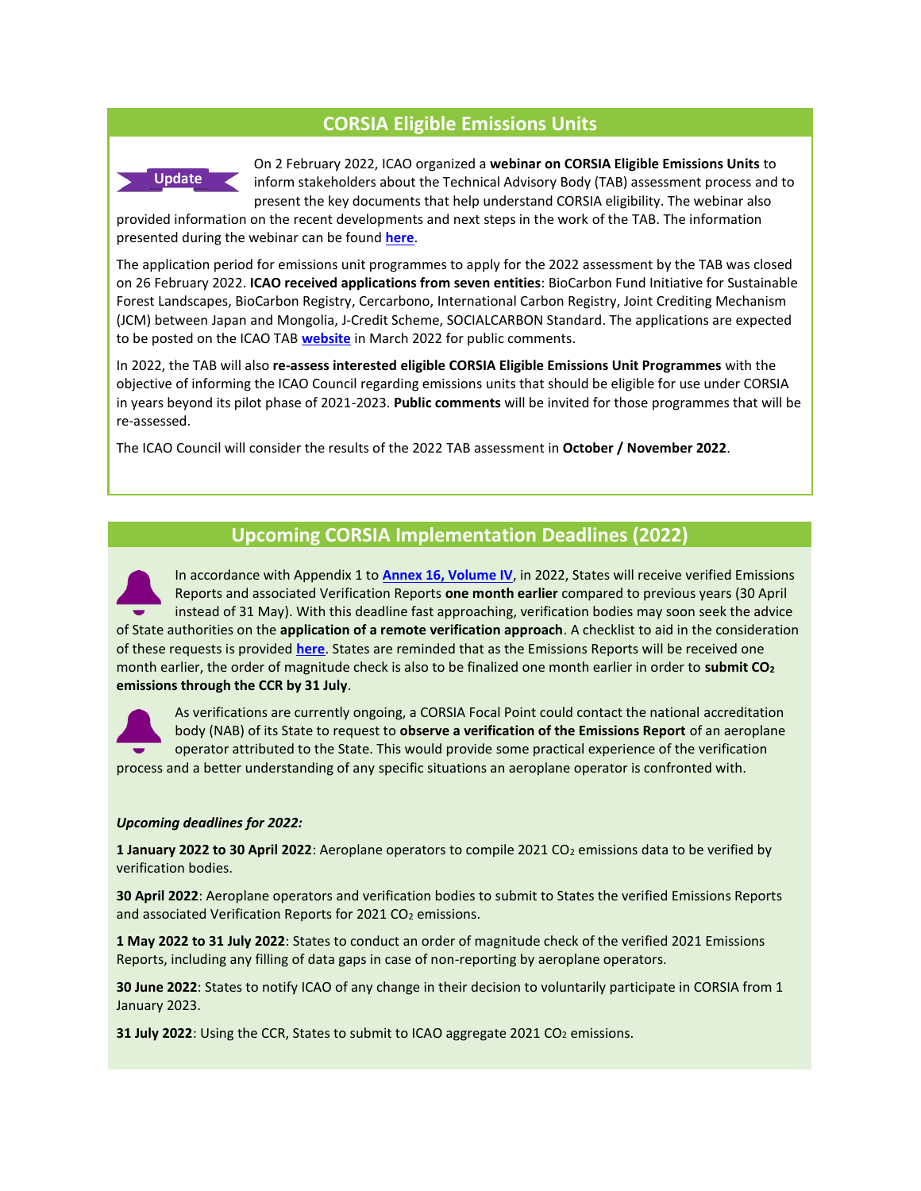## CORSIA Eligible Emissions Units

Update

On 2 February 2022, ICAO organized a **webinar on CORSIA Eligible Emissions Units** to inform stakeholders about the Technical Advisory Body (TAB) assessment process and to present the key documents that help understand CORSIA eligibility. The webinar also provided information on the recent developments and next steps in the work of the TAB. The information presented during the webinar can be found **here**.

The application period for emissions unit programmes to apply for the 2022 assessment by the TAB was closed on 26 February 2022. **ICAO received applications from seven entities**: BioCarbon Fund Initiative for Sustainable Forest Landscapes, BioCarbon Registry, Cercarbono, International Carbon Registry, Joint Crediting Mechanism (JCM) between Japan and Mongolia, J-Credit Scheme, SOCIALCARBON Standard. The applications are expected to be posted on the ICAO TAB **website** in March 2022 for public comments.

In 2022, the TAB will also **re-assess interested eligible CORSIA Eligible Emissions Unit Programmes** with the objective of informing the ICAO Council regarding emissions units that should be eligible for use under CORSIA in years beyond its pilot phase of 2021-2023. **Public comments** will be invited for those programmes that will be re-assessed.

The ICAO Council will consider the results of the 2022 TAB assessment in **October / November 2022**.

## Upcoming CORSIA Implementation Deadlines (2022)

In accordance with Appendix 1 to **Annex 16, Volume IV**, in 2022, States will receive verified Emissions Reports and associated Verification Reports **one month earlier** compared to previous years (30 April instead of 31 May). With this deadline fast approaching, verification bodies may soon seek the advice of State authorities on the **application of a remote verification approach**. A checklist to aid in the consideration of these requests is provided **here**. States are reminded that as the Emissions Reports will be received one month earlier, the order of magnitude check is also to be finalized one month earlier in order to **submit $CO_2$ emissions through the CCR by 31 July**.

As verifications are currently ongoing, a CORSIA Focal Point could contact the national accreditation body (NAB) of its State to request to **observe a verification of the Emissions Report** of an aeroplane operator attributed to the State. This would provide some practical experience of the verification process and a better understanding of any specific situations an aeroplane operator is confronted with.

***Upcoming deadlines for 2022:***

**1 January 2022 to 30 April 2022**: Aeroplane operators to compile 2021 $CO_2$ emissions data to be verified by verification bodies.

**30 April 2022**: Aeroplane operators and verification bodies to submit to States the verified Emissions Reports and associated Verification Reports for 2021 $CO_2$ emissions.

**1 May 2022 to 31 July 2022**: States to conduct an order of magnitude check of the verified 2021 Emissions Reports, including any filling of data gaps in case of non-reporting by aeroplane operators.

**30 June 2022**: States to notify ICAO of any change in their decision to voluntarily participate in CORSIA from 1 January 2023.

**31 July 2022**: Using the CCR, States to submit to ICAO aggregate 2021 $CO_2$ emissions.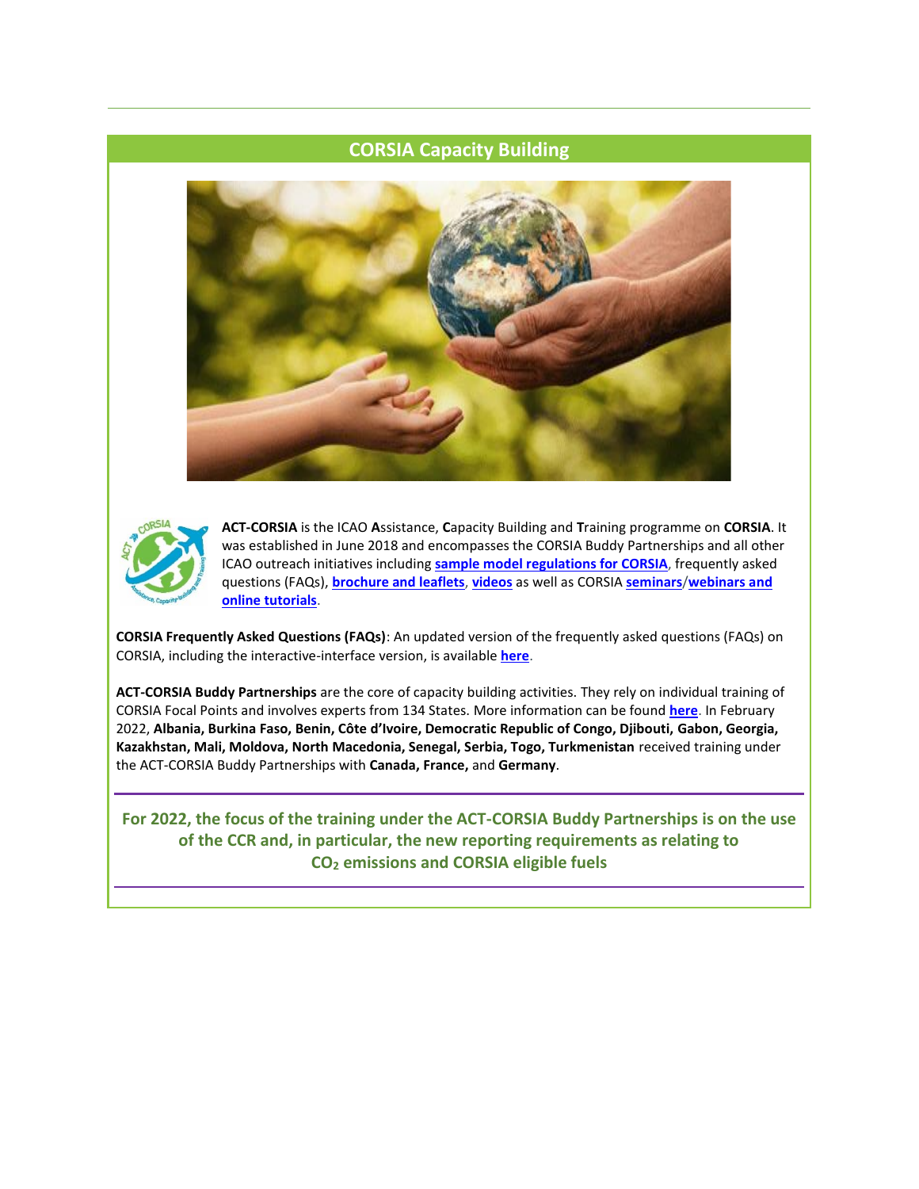## CORSIA Capacity Building

**ACT-CORSIA** is the ICAO **A**ssistance, **C**apacity Building and **T**raining programme on **CORSIA**. It was established in June 2018 and encompasses the CORSIA Buddy Partnerships and all other ICAO outreach initiatives including **sample model regulations for CORSIA**, frequently asked questions (FAQs), **brochure and leaflets**, **videos** as well as CORSIA **seminars**/**webinars and online tutorials**.

**CORSIA Frequently Asked Questions (FAQs)**: An updated version of the frequently asked questions (FAQs) on CORSIA, including the interactive-interface version, is available **here**.

**ACT-CORSIA Buddy Partnerships** are the core of capacity building activities. They rely on individual training of CORSIA Focal Points and involves experts from 134 States. More information can be found **here**. In February 2022, **Albania, Burkina Faso, Benin, Côte d'Ivoire, Democratic Republic of Congo, Djibouti, Gabon, Georgia, Kazakhstan, Mali, Moldova, North Macedonia, Senegal, Serbia, Togo, Turkmenistan** received training under the ACT-CORSIA Buddy Partnerships with **Canada, France,** and **Germany**.

---

**For 2022, the focus of the training under the ACT-CORSIA Buddy Partnerships is on the use of the CCR and, in particular, the new reporting requirements as relating to $CO_2$ emissions and CORSIA eligible fuels**

---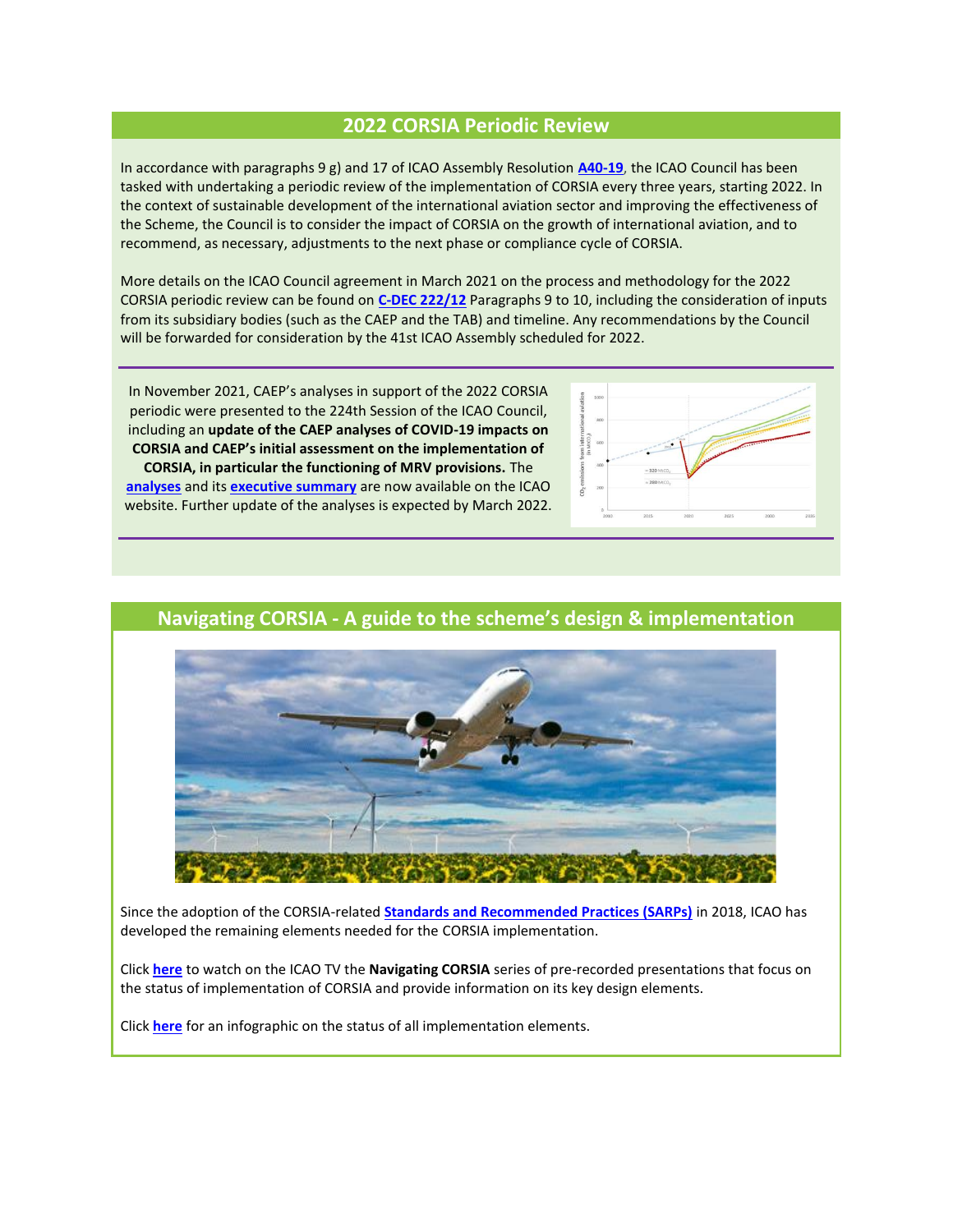## 2022 CORSIA Periodic Review

In accordance with paragraphs 9 g) and 17 of ICAO Assembly Resolution **A40-19**, the ICAO Council has been tasked with undertaking a periodic review of the implementation of CORSIA every three years, starting 2022. In the context of sustainable development of the international aviation sector and improving the effectiveness of the Scheme, the Council is to consider the impact of CORSIA on the growth of international aviation, and to recommend, as necessary, adjustments to the next phase or compliance cycle of CORSIA.

More details on the ICAO Council agreement in March 2021 on the process and methodology for the 2022 CORSIA periodic review can be found on **C-DEC 222/12** Paragraphs 9 to 10, including the consideration of inputs from its subsidiary bodies (such as the CAEP and the TAB) and timeline. Any recommendations by the Council will be forwarded for consideration by the 41st ICAO Assembly scheduled for 2022.

In November 2021, CAEP's analyses in support of the 2022 CORSIA periodic were presented to the 224th Session of the ICAO Council, including an **update of the CAEP analyses of COVID-19 impacts on CORSIA and CAEP's initial assessment on the implementation of CORSIA, in particular the functioning of MRV provisions.** The **analyses** and its **executive summary** are now available on the ICAO website. Further update of the analyses is expected by March 2022.

## Navigating CORSIA - A guide to the scheme's design & implementation

Since the adoption of the CORSIA-related **Standards and Recommended Practices (SARPs)** in 2018, ICAO has developed the remaining elements needed for the CORSIA implementation.

Click **here** to watch on the ICAO TV the **Navigating CORSIA** series of pre-recorded presentations that focus on the status of implementation of CORSIA and provide information on its key design elements.

Click **here** for an infographic on the status of all implementation elements.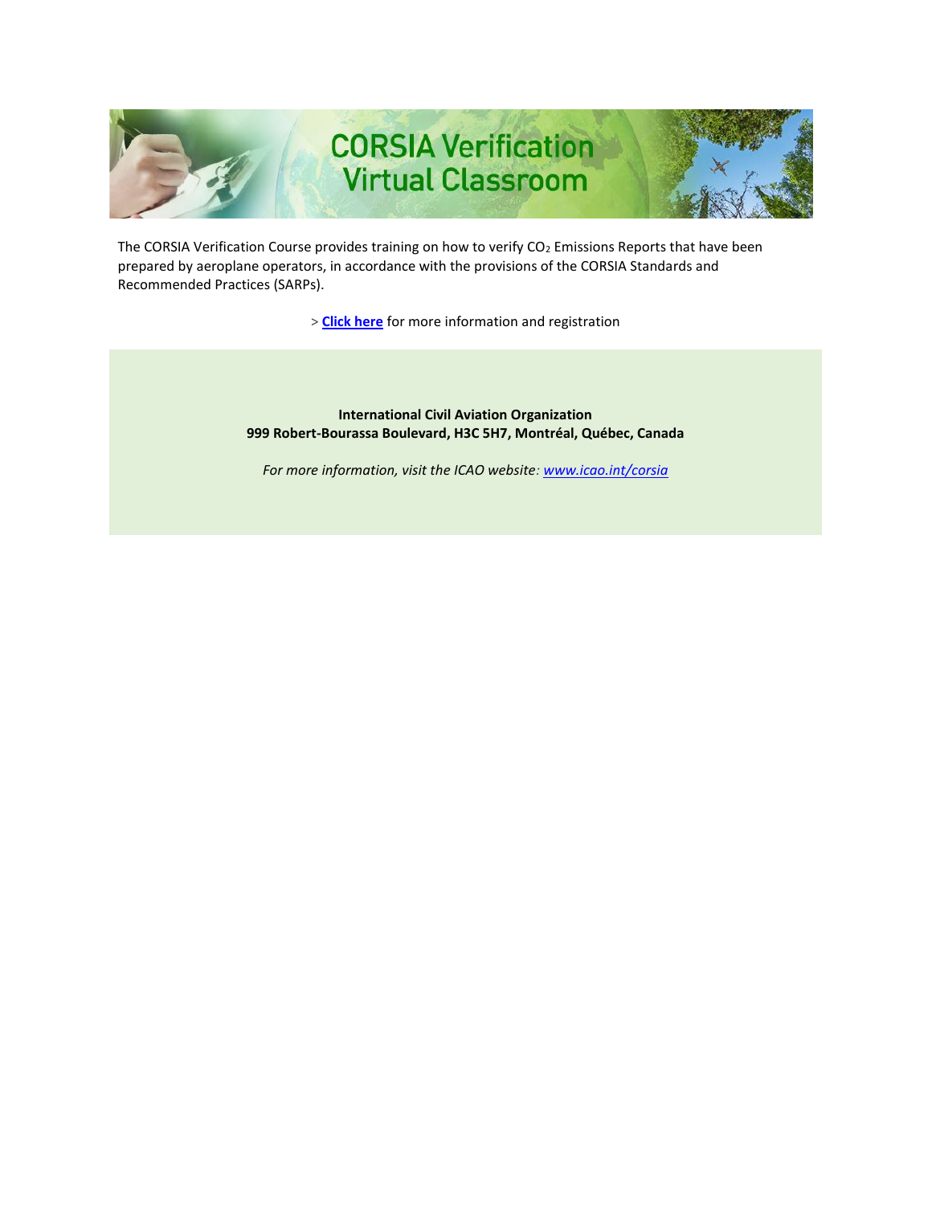# CORSIA Verification Virtual Classroom

The CORSIA Verification Course provides training on how to verify $CO_2$ Emissions Reports that have been prepared by aeroplane operators, in accordance with the provisions of the CORSIA Standards and Recommended Practices (SARPs).

> **Click here** for more information and registration

**International Civil Aviation Organization**
**999 Robert-Bourassa Boulevard, H3C 5H7, Montréal, Québec, Canada**

*For more information, visit the ICAO website: www.icao.int/corsia*